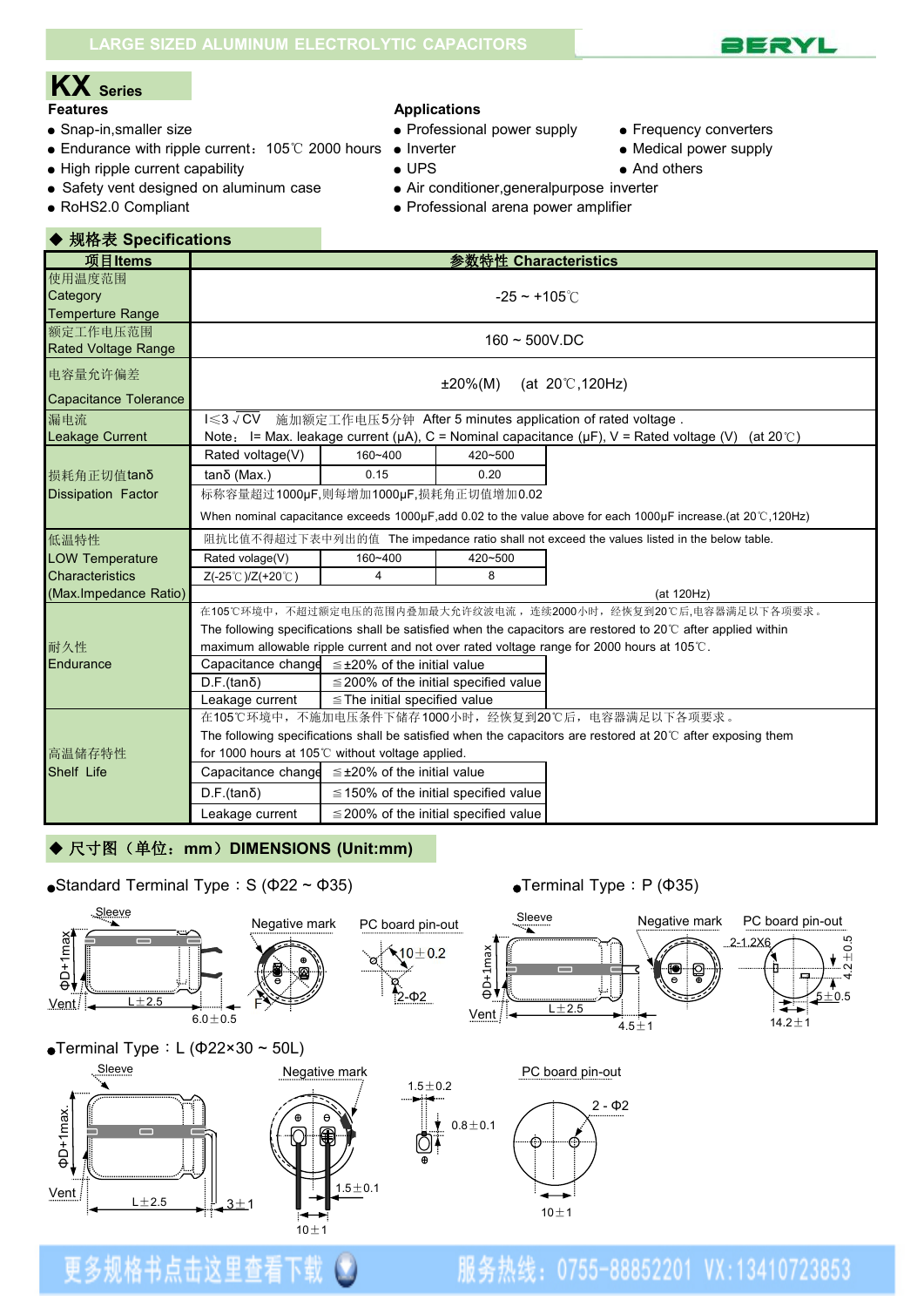LARGE SIZED ALUMINUM ELECTROLYTIC CAPACITORS

BERYL

# KX Series

**Features**

- Snap-in,smaller size
- Endurance with ripple current：105℃ 2000 hours
- High ripple current capability
- Safety vent designed on aluminum case
- RoHS2.0 Compliant

**Applications**

- Professional power supply
- Inverter
- UPS
- Air conditioner,generalpurpose inverter
- Professional arena power amplifier
- Frequency converters
- Medical power supply
- And others

## ◆ 规格表 Specifications

| 项目Items | 参数特性 Characteristics | | |
|---|---|---|---|
| 使用温度范围 Category Temperture Range | -25 ~ +105℃ | | |
| 额定工作电压范围 Rated Voltage Range | 160 ~ 500V.DC | | |
| 电容量允许偏差 Capacitance Tolerance | ±20%(M)　(at 20℃,120Hz) | | |
| 漏电流 Leakage Current | I≤3 √CV　施加额定工作电压5分钟 After 5 minutes application of rated voltage . Note： I= Max. leakage current (μA), C = Nominal capacitance (μF), V = Rated voltage (V)　(at 20℃) | | |
| 损耗角正切值tanδ Dissipation Factor | Rated voltage(V) | 160~400 | 420~500 |
| | tanδ (Max.) | 0.15 | 0.20 |
| | 标称容量超过1000μF,则每增加1000μF,损耗角正切值增加0.02 When nominal capacitance exceeds 1000μF,add 0.02 to the value above for each 1000μF increase.(at 20℃,120Hz) | | |
| 低温特性 LOW Temperature Characteristics (Max.Impedance Ratio) | 阻抗比值不得超过下表中列出的值 The impedance ratio shall not exceed the values listed in the below table. | | |
| | Rated volage(V) | 160~400 | 420~500 |
| | Z(-25℃)/Z(+20℃) | 4 | 8 |
| | (at 120Hz) | | |
| 耐久性 Endurance | 在105℃环境中，不超过额定电压的范围内叠加最大允许纹波电流，连续2000小时，经恢复到20℃后,电容器满足以下各项要求。 The following specifications shall be satisfied when the capacitors are restored to 20℃ after applied within maximum allowable ripple current and not over rated voltage range for 2000 hours at 105℃. | | |
| | Capacitance change | ≤±20% of the initial value | |
| | D.F.(tanδ) | ≤200% of the initial specified value | |
| | Leakage current | ≤The initial specified value | |
| 高温储存特性 Shelf Life | 在105℃环境中，不施加电压条件下储存1000小时，经恢复到20℃后，电容器满足以下各项要求。 The following specifications shall be satisfied when the capacitors are restored at 20℃ after exposing them for 1000 hours at 105℃ without voltage applied. | | |
| | Capacitance change | ≤±20% of the initial value | |
| | D.F.(tanδ) | ≤150% of the initial specified value | |
| | Leakage current | ≤200% of the initial specified value | |

## ◆ 尺寸图（单位：mm）DIMENSIONS (Unit:mm)

●Standard Terminal Type：S (Φ22 ~ Φ35)

Sleeve
Vent
ΦD+1max
L±2.5
6.0±0.5
Negative mark
F
PC board pin-out
10±0.2
2-Φ2

●Terminal Type：P (Φ35)

Sleeve
Vent
ΦD+1max
L±2.5
4.5±1
Negative mark
PC board pin-out
2-1.2X6
4.2±0.5
5±0.5
14.2±1

●Terminal Type：L (Φ22×30 ~ 50L)

Sleeve
Vent
ΦD+1max.
L±2.5
3±1
Negative mark
1.5±0.1
10±1
1.5±0.2
0.8±0.1
PC board pin-out
2 - Φ2
10±1

更多规格书点击这里查看下载　服务热线：0755-88852201 VX:13410723853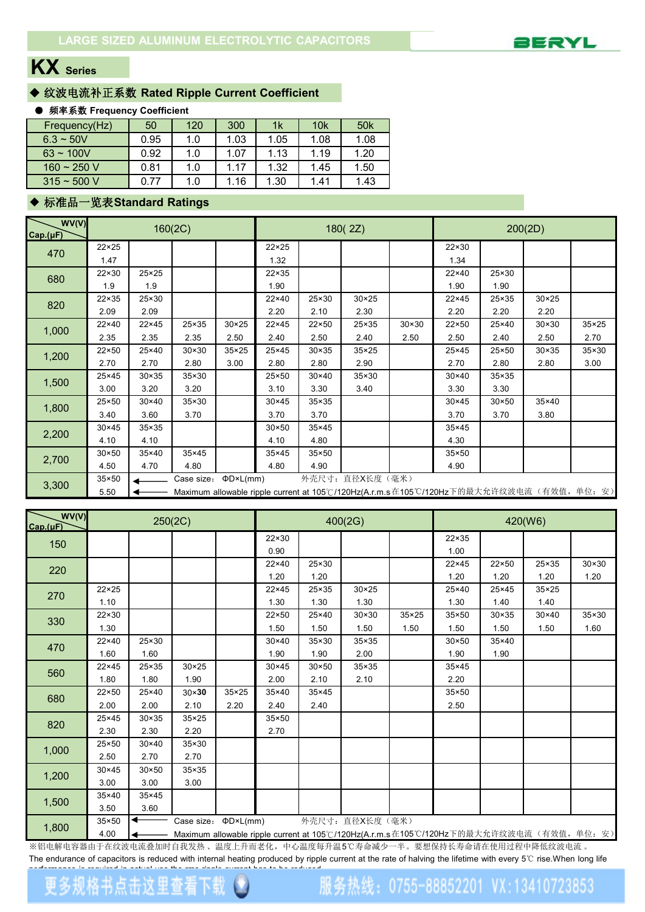LARGE SIZED ALUMINUM ELECTROLYTIC CAPACITORS

BERYL

# KX Series

## ◆ 纹波电流补正系数 Rated Ripple Current Coefficient

● 频率系数 Frequency Coefficient

| Frequency(Hz) | 50 | 120 | 300 | 1k | 10k | 50k |
|---|---|---|---|---|---|---|
| 6.3 ~ 50V | 0.95 | 1.0 | 1.03 | 1.05 | 1.08 | 1.08 |
| 63 ~ 100V | 0.92 | 1.0 | 1.07 | 1.13 | 1.19 | 1.20 |
| 160 ~ 250 V | 0.81 | 1.0 | 1.17 | 1.32 | 1.45 | 1.50 |
| 315 ~ 500 V | 0.77 | 1.0 | 1.16 | 1.30 | 1.41 | 1.43 |

## ◆ 标准品一览表Standard Ratings

| WV(V) / Cap.(μF) | 160(2C) | | | | 180( 2Z) | | | | 200(2D) | | | |
|---|---|---|---|---|---|---|---|---|---|---|---|---|
| 470 | 22×25 1.47 | | | | 22×25 1.32 | | | | 22×30 1.34 | | | |
| 680 | 22×30 1.9 | 25×25 1.9 | | | 22×35 1.90 | | | | 22×40 1.90 | 25×30 1.90 | | |
| 820 | 22×35 2.09 | 25×30 2.09 | | | 22×40 2.20 | 25×30 2.10 | 30×25 2.30 | | 22×45 2.20 | 25×35 2.20 | 30×25 2.20 | |
| 1,000 | 22×40 2.35 | 22×45 2.35 | 25×35 2.35 | 30×25 2.50 | 22×45 2.40 | 22×50 2.50 | 25×35 2.40 | 30×30 2.50 | 22×50 2.50 | 25×40 2.40 | 30×30 2.50 | 35×25 2.70 |
| 1,200 | 22×50 2.70 | 25×40 2.70 | 30×30 2.80 | 35×25 3.00 | 25×45 2.80 | 30×35 2.80 | 35×25 2.90 | | 25×45 2.70 | 25×50 2.80 | 30×35 2.80 | 35×30 3.00 |
| 1,500 | 25×45 3.00 | 30×35 3.20 | 35×30 3.20 | | 25×50 3.10 | 30×40 3.30 | 35×30 3.40 | | 30×40 3.30 | 35×35 3.30 | | |
| 1,800 | 25×50 3.40 | 30×40 3.60 | 35×30 3.70 | | 30×45 3.70 | 35×35 3.70 | | | 30×45 3.70 | 30×50 3.70 | 35×40 3.80 | |
| 2,200 | 30×45 4.10 | 35×35 4.10 | | | 30×50 4.10 | 35×45 4.80 | | | 35×45 4.30 | | | |
| 2,700 | 30×50 4.50 | 35×40 4.70 | 35×45 4.80 | | 35×45 4.80 | 35×50 4.90 | | | 35×50 4.90 | | | |
| 3,300 | 35×50 5.50 | | | | | | | | | | | |

Case size: ΦD×L(mm) 外壳尺寸：直径X长度（毫米）

Maximum allowable ripple current at 105℃/120Hz(A.r.m.s 在105℃/120Hz下的最大允许纹波电流（有效值，单位：安）

| WV(V) / Cap.(μF) | 250(2C) | | | | 400(2G) | | | | 420(W6) | | | |
|---|---|---|---|---|---|---|---|---|---|---|---|---|
| 150 | | | | | 22×30 0.90 | | | | 22×35 1.00 | | | |
| 220 | | | | | 22×40 1.20 | 25×30 1.20 | | | 22×45 1.20 | 22×50 1.20 | 25×35 1.20 | 30×30 1.20 |
| 270 | 22×25 1.10 | | | | 22×45 1.30 | 25×35 1.30 | 30×25 1.30 | | 25×40 1.30 | 25×45 1.40 | 35×25 1.40 | |
| 330 | 22×30 1.30 | | | | 22×50 1.50 | 25×40 1.50 | 30×30 1.50 | 35×25 1.50 | 35×50 1.50 | 30×35 1.50 | 30×40 1.50 | 35×30 1.60 |
| 470 | 22×40 1.60 | 25×30 1.60 | | | 30×40 1.90 | 35×30 1.90 | 35×35 2.00 | | 30×50 1.90 | 35×40 1.90 | | |
| 560 | 22×45 1.80 | 25×35 1.80 | 30×25 1.90 | | 30×45 2.00 | 30×50 2.10 | 35×35 2.10 | | 35×45 2.20 | | | |
| 680 | 22×50 2.00 | 25×40 2.00 | 30×30 2.10 | 35×25 2.20 | 35×40 2.40 | 35×45 2.40 | | | 35×50 2.50 | | | |
| 820 | 25×45 2.30 | 30×35 2.30 | 35×25 2.20 | | 35×50 2.70 | | | | | | | |
| 1,000 | 25×50 2.50 | 30×40 2.70 | 35×30 2.70 | | | | | | | | | |
| 1,200 | 30×45 3.00 | 30×50 3.00 | 35×35 3.00 | | | | | | | | | |
| 1,500 | 35×40 3.50 | 35×45 3.60 | | | | | | | | | | |
| 1,800 | 35×50 4.00 | | | | | | | | | | | |

Case size: ΦD×L(mm) 外壳尺寸：直径X长度（毫米）

Maximum allowable ripple current at 105℃/120Hz(A.r.m.s 在105℃/120Hz下的最大允许纹波电流（有效值，单位：安）

※铝电解电容器由于在纹波电流叠加时自我发热、温度上升而老化，中心温度每升温5℃寿命减少一半。要想保持长寿命请在使用过程中降低纹波电流。

The endurance of capacitors is reduced with internal heating produced by ripple current at the rate of halving the lifetime with every 5℃ rise.When long life performance is required in actual use the rms ripple current has to be reduced.

更多规格书点击这里查看下载 服务热线：0755-88852201 VX:13410723853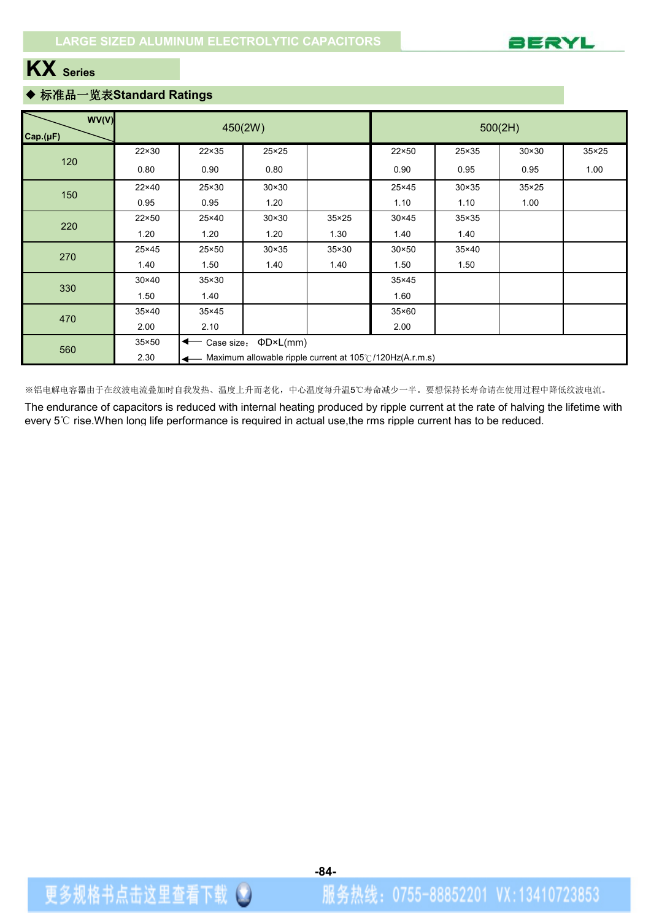# KX Series

## ◆ 标准品一览表Standard Ratings

| WV(V) / Cap.(μF) | 450(2W) | | | | 500(2H) | | | |
|---|---|---|---|---|---|---|---|---|
| 120 | 22×30<br>0.80 | 22×35<br>0.90 | 25×25<br>0.80 | | 22×50<br>0.90 | 25×35<br>0.95 | 30×30<br>0.95 | 35×25<br>1.00 |
| 150 | 22×40<br>0.95 | 25×30<br>0.95 | 30×30<br>1.20 | | 25×45<br>1.10 | 30×35<br>1.10 | 35×25<br>1.00 | |
| 220 | 22×50<br>1.20 | 25×40<br>1.20 | 30×30<br>1.20 | 35×25<br>1.30 | 30×45<br>1.40 | 35×35<br>1.40 | | |
| 270 | 25×45<br>1.40 | 25×50<br>1.50 | 30×35<br>1.40 | 35×30<br>1.40 | 30×50<br>1.50 | 35×40<br>1.50 | | |
| 330 | 30×40<br>1.50 | 35×30<br>1.40 | | | 35×45<br>1.60 | | | |
| 470 | 35×40<br>2.00 | 35×45<br>2.10 | | | 35×60<br>2.00 | | | |
| 560 | 35×50<br>2.30 | ← Case size： ΦD×L(mm)<br>← Maximum allowable ripple current at 105℃/120Hz(A.r.m.s) | | | | | | |

※铝电解电容器由于在纹波电流叠加时自我发热、温度上升而老化，中心温度每升温5℃寿命减少一半。要想保持长寿命请在使用过程中降低纹波电流。

The endurance of capacitors is reduced with internal heating produced by ripple current at the rate of halving the lifetime with every 5℃ rise.When long life performance is required in actual use,the rms ripple current has to be reduced.